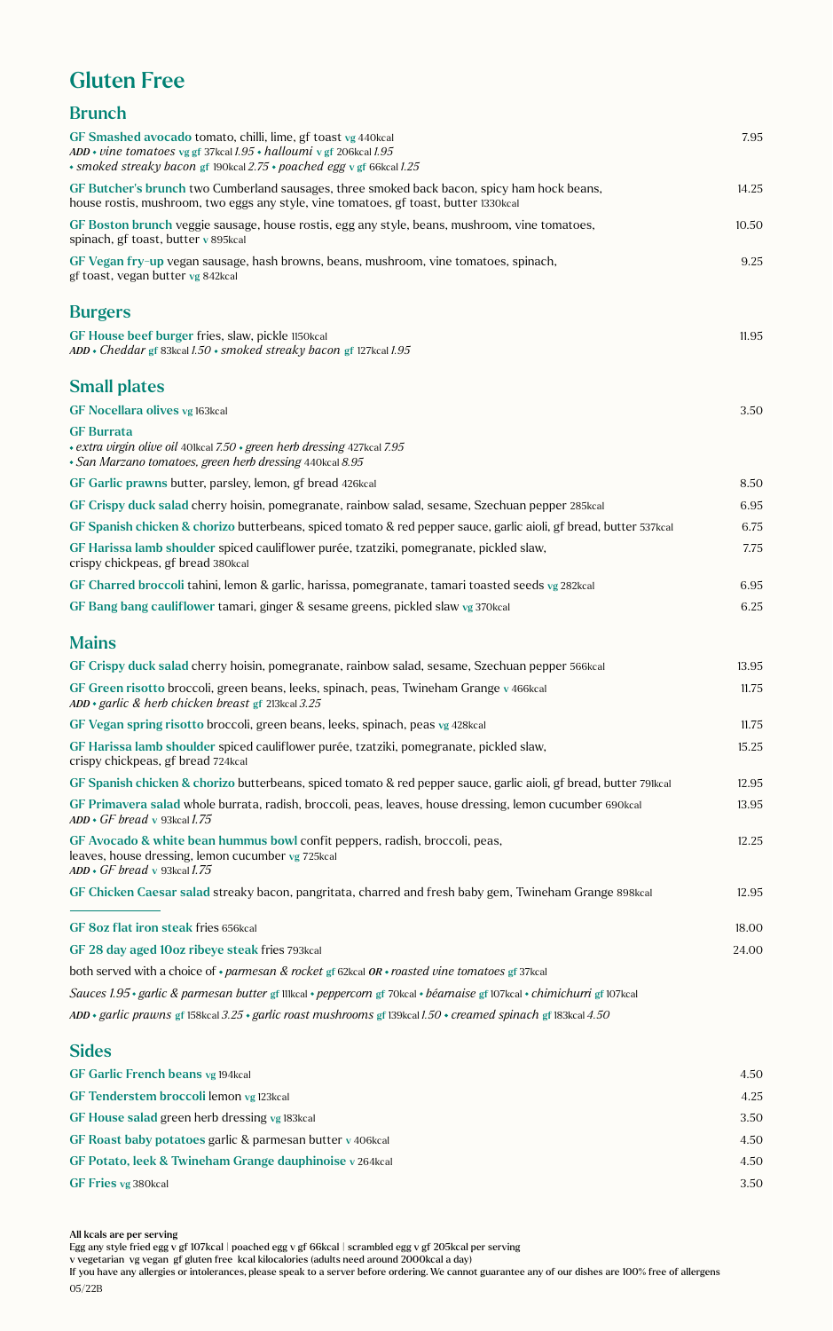# Gluten Free

## Brunch

**GF Smashed avocado** tomato, chilli, lime, gf toast vg 440kcal — 7.95
*ADD • vine tomatoes* vg gf 37kcal *1.95* • *halloumi* v gf 206kcal *1.95*
• *smoked streaky bacon* gf 190kcal *2.75* • *poached egg* v gf 66kcal *1.25*

**GF Butcher's brunch** two Cumberland sausages, three smoked back bacon, spicy ham hock beans, house rostis, mushroom, two eggs any style, vine tomatoes, gf toast, butter 1330kcal — 14.25

**GF Boston brunch** veggie sausage, house rostis, egg any style, beans, mushroom, vine tomatoes, spinach, gf toast, butter v 895kcal — 10.50

**GF Vegan fry-up** vegan sausage, hash browns, beans, mushroom, vine tomatoes, spinach, gf toast, vegan butter vg 842kcal — 9.25

## Burgers

**GF House beef burger** fries, slaw, pickle 1150kcal — 11.95
*ADD • Cheddar* gf 83kcal *1.50* • *smoked streaky bacon* gf 127kcal *1.95*

## Small plates

**GF Nocellara olives** vg 163kcal — 3.50

**GF Burrata**
• *extra virgin olive oil* 401kcal *7.50* • *green herb dressing* 427kcal *7.95*
• *San Marzano tomatoes, green herb dressing* 440kcal *8.95*

**GF Garlic prawns** butter, parsley, lemon, gf bread 426kcal — 8.50

**GF Crispy duck salad** cherry hoisin, pomegranate, rainbow salad, sesame, Szechuan pepper 285kcal — 6.95

**GF Spanish chicken & chorizo** butterbeans, spiced tomato & red pepper sauce, garlic aioli, gf bread, butter 537kcal — 6.75

**GF Harissa lamb shoulder** spiced cauliflower purée, tzatziki, pomegranate, pickled slaw, crispy chickpeas, gf bread 380kcal — 7.75

**GF Charred broccoli** tahini, lemon & garlic, harissa, pomegranate, tamari toasted seeds vg 282kcal — 6.95

**GF Bang bang cauliflower** tamari, ginger & sesame greens, pickled slaw vg 370kcal — 6.25

## Mains

**GF Crispy duck salad** cherry hoisin, pomegranate, rainbow salad, sesame, Szechuan pepper 566kcal — 13.95

**GF Green risotto** broccoli, green beans, leeks, spinach, peas, Twineham Grange v 466kcal — 11.75
*ADD • garlic & herb chicken breast* gf 213kcal *3.25*

**GF Vegan spring risotto** broccoli, green beans, leeks, spinach, peas vg 428kcal — 11.75

**GF Harissa lamb shoulder** spiced cauliflower purée, tzatziki, pomegranate, pickled slaw, crispy chickpeas, gf bread 724kcal — 15.25

**GF Spanish chicken & chorizo** butterbeans, spiced tomato & red pepper sauce, garlic aioli, gf bread, butter 791kcal — 12.95

**GF Primavera salad** whole burrata, radish, broccoli, peas, leaves, house dressing, lemon cucumber 690kcal — 13.95
*ADD • GF bread* v 93kcal *1.75*

**GF Avocado & white bean hummus bowl** confit peppers, radish, broccoli, peas, leaves, house dressing, lemon cucumber vg 725kcal — 12.25
*ADD • GF bread* v 93kcal *1.75*

**GF Chicken Caesar salad** streaky bacon, pangritata, charred and fresh baby gem, Twineham Grange 898kcal — 12.95

---

**GF 8oz flat iron steak** fries 656kcal — 18.00

**GF 28 day aged 10oz ribeye steak** fries 793kcal — 24.00

both served with a choice of • *parmesan & rocket* gf 62kcal *OR* • *roasted vine tomatoes* gf 37kcal

*Sauces 1.95* • *garlic & parmesan butter* gf 111kcal • *peppercorn* gf 70kcal • *béarnaise* gf 107kcal • *chimichurri* gf 107kcal

*ADD • garlic prawns* gf 158kcal *3.25* • *garlic roast mushrooms* gf 139kcal *1.50* • *creamed spinach* gf 183kcal *4.50*

## Sides

**GF Garlic French beans** vg 194kcal — 4.50

**GF Tenderstem broccoli** lemon vg 123kcal — 4.25

**GF House salad** green herb dressing vg 183kcal — 3.50

**GF Roast baby potatoes** garlic & parmesan butter v 406kcal — 4.50

**GF Potato, leek & Twineham Grange dauphinoise** v 264kcal — 4.50

**GF Fries** vg 380kcal — 3.50

**All kcals are per serving**
Egg any style fried egg v gf 107kcal | poached egg v gf 66kcal | scrambled egg v gf 205kcal per serving
v vegetarian vg vegan gf gluten free kcal kilocalories (adults need around 2000kcal a day)
If you have any allergies or intolerances, please speak to a server before ordering. We cannot guarantee any of our dishes are 100% free of allergens
05/22B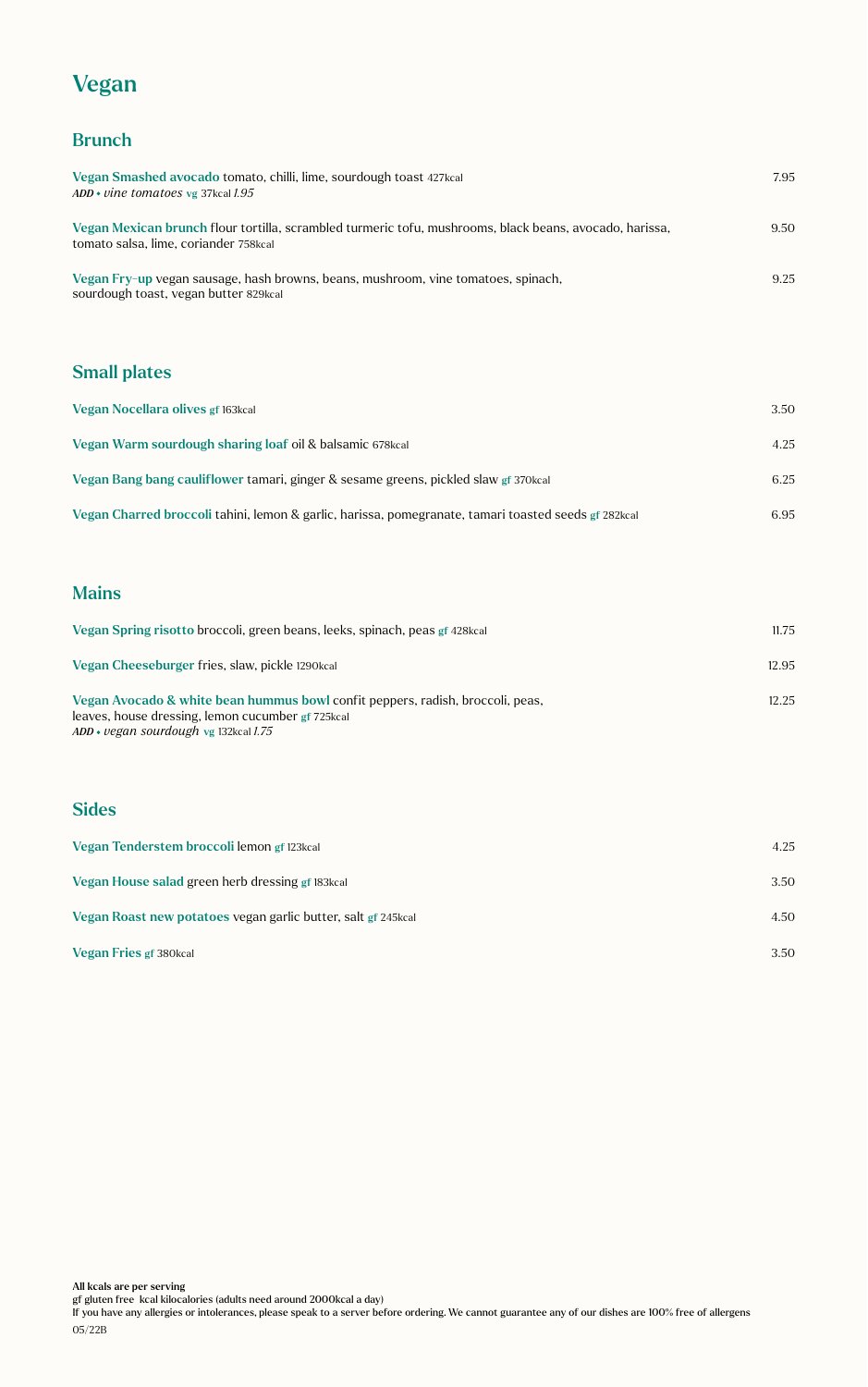# Vegan

## Brunch

**Vegan Smashed avocado** tomato, chilli, lime, sourdough toast 427kcal — 7.95
*ADD • vine tomatoes* vg 37kcal *1.95*

**Vegan Mexican brunch** flour tortilla, scrambled turmeric tofu, mushrooms, black beans, avocado, harissa, tomato salsa, lime, coriander 758kcal — 9.50

**Vegan Fry-up** vegan sausage, hash browns, beans, mushroom, vine tomatoes, spinach, sourdough toast, vegan butter 829kcal — 9.25

## Small plates

**Vegan Nocellara olives** gf 163kcal — 3.50

**Vegan Warm sourdough sharing loaf** oil & balsamic 678kcal — 4.25

**Vegan Bang bang cauliflower** tamari, ginger & sesame greens, pickled slaw gf 370kcal — 6.25

**Vegan Charred broccoli** tahini, lemon & garlic, harissa, pomegranate, tamari toasted seeds gf 282kcal — 6.95

## Mains

**Vegan Spring risotto** broccoli, green beans, leeks, spinach, peas gf 428kcal — 11.75

**Vegan Cheeseburger** fries, slaw, pickle 1290kcal — 12.95

**Vegan Avocado & white bean hummus bowl** confit peppers, radish, broccoli, peas, leaves, house dressing, lemon cucumber gf 725kcal — 12.25
*ADD • vegan sourdough* vg 132kcal *1.75*

## Sides

**Vegan Tenderstem broccoli** lemon gf 123kcal — 4.25

**Vegan House salad** green herb dressing gf 183kcal — 3.50

**Vegan Roast new potatoes** vegan garlic butter, salt gf 245kcal — 4.50

**Vegan Fries** gf 380kcal — 3.50

**All kcals are per serving**
gf gluten free kcal kilocalories (adults need around 2000kcal a day)
If you have any allergies or intolerances, please speak to a server before ordering. We cannot guarantee any of our dishes are 100% free of allergens
05/22B